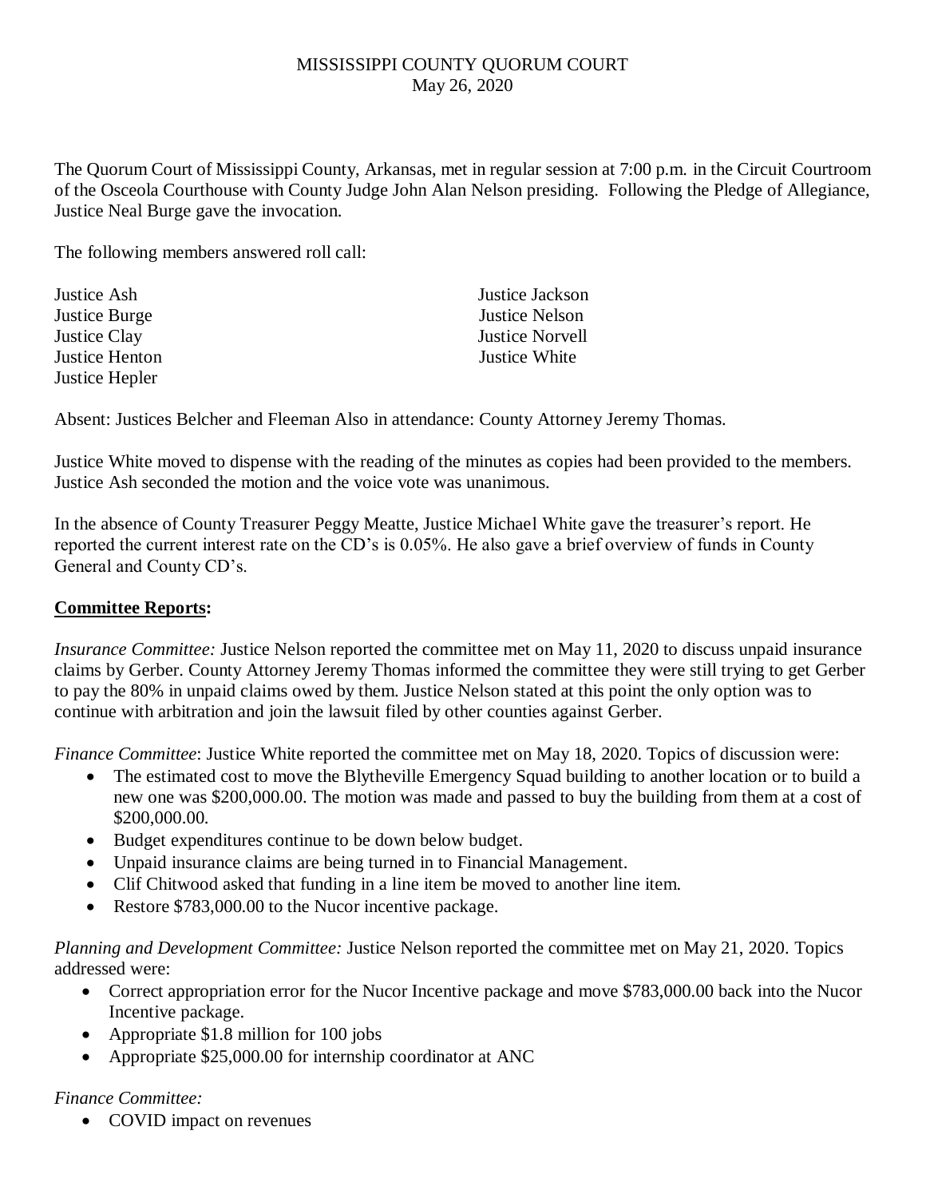MISSISSIPPI COUNTY QUORUM COURT
May 26, 2020

The Quorum Court of Mississippi County, Arkansas, met in regular session at 7:00 p.m. in the Circuit Courtroom of the Osceola Courthouse with County Judge John Alan Nelson presiding. Following the Pledge of Allegiance, Justice Neal Burge gave the invocation.

The following members answered roll call:

Justice Ash
Justice Burge
Justice Clay
Justice Henton
Justice Hepler
Justice Jackson
Justice Nelson
Justice Norvell
Justice White

Absent: Justices Belcher and Fleeman Also in attendance: County Attorney Jeremy Thomas.

Justice White moved to dispense with the reading of the minutes as copies had been provided to the members. Justice Ash seconded the motion and the voice vote was unanimous.

In the absence of County Treasurer Peggy Meatte, Justice Michael White gave the treasurer's report. He reported the current interest rate on the CD's is 0.05%. He also gave a brief overview of funds in County General and County CD's.

**Committee Reports:**

*Insurance Committee:* Justice Nelson reported the committee met on May 11, 2020 to discuss unpaid insurance claims by Gerber. County Attorney Jeremy Thomas informed the committee they were still trying to get Gerber to pay the 80% in unpaid claims owed by them. Justice Nelson stated at this point the only option was to continue with arbitration and join the lawsuit filed by other counties against Gerber.

*Finance Committee*: Justice White reported the committee met on May 18, 2020. Topics of discussion were:

- The estimated cost to move the Blytheville Emergency Squad building to another location or to build a new one was $200,000.00. The motion was made and passed to buy the building from them at a cost of $200,000.00.
- Budget expenditures continue to be down below budget.
- Unpaid insurance claims are being turned in to Financial Management.
- Clif Chitwood asked that funding in a line item be moved to another line item.
- Restore $783,000.00 to the Nucor incentive package.

*Planning and Development Committee:* Justice Nelson reported the committee met on May 21, 2020. Topics addressed were:

- Correct appropriation error for the Nucor Incentive package and move $783,000.00 back into the Nucor Incentive package.
- Appropriate $1.8 million for 100 jobs
- Appropriate $25,000.00 for internship coordinator at ANC

*Finance Committee:*

- COVID impact on revenues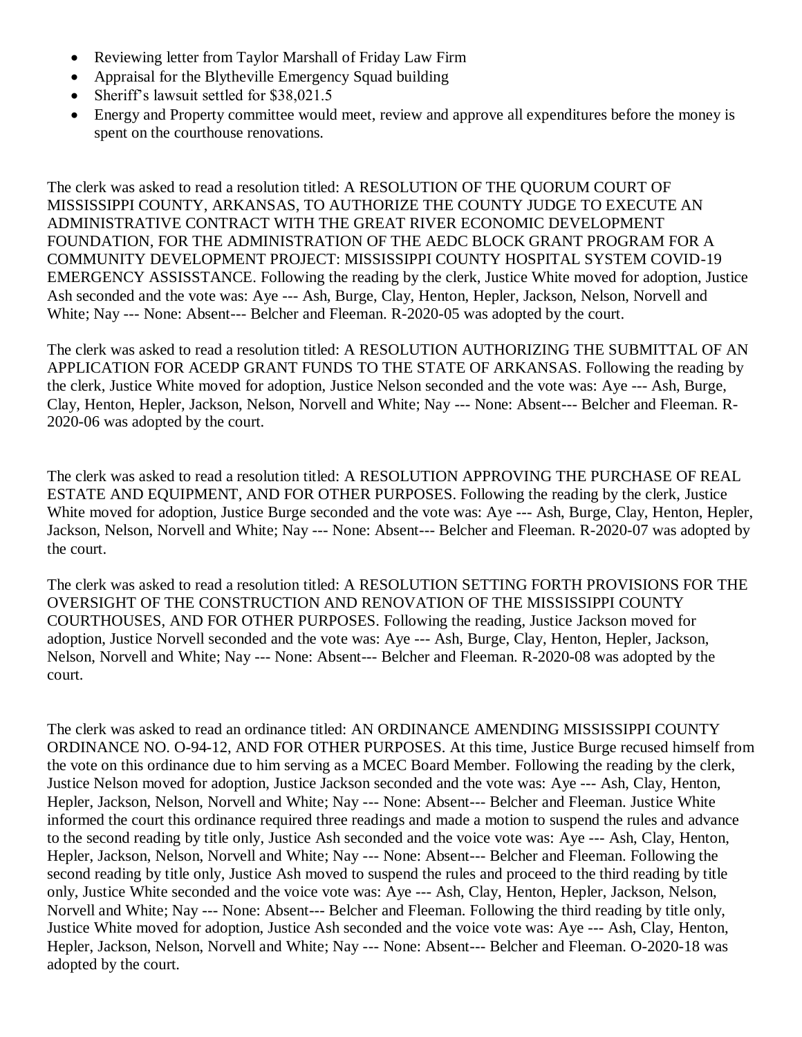- Reviewing letter from Taylor Marshall of Friday Law Firm
- Appraisal for the Blytheville Emergency Squad building
- Sheriff's lawsuit settled for $38,021.5
- Energy and Property committee would meet, review and approve all expenditures before the money is spent on the courthouse renovations.

The clerk was asked to read a resolution titled: A RESOLUTION OF THE QUORUM COURT OF MISSISSIPPI COUNTY, ARKANSAS, TO AUTHORIZE THE COUNTY JUDGE TO EXECUTE AN ADMINISTRATIVE CONTRACT WITH THE GREAT RIVER ECONOMIC DEVELOPMENT FOUNDATION, FOR THE ADMINISTRATION OF THE AEDC BLOCK GRANT PROGRAM FOR A COMMUNITY DEVELOPMENT PROJECT: MISSISSIPPI COUNTY HOSPITAL SYSTEM COVID-19 EMERGENCY ASSISSTANCE. Following the reading by the clerk, Justice White moved for adoption, Justice Ash seconded and the vote was: Aye --- Ash, Burge, Clay, Henton, Hepler, Jackson, Nelson, Norvell and White; Nay --- None: Absent--- Belcher and Fleeman. R-2020-05 was adopted by the court.

The clerk was asked to read a resolution titled: A RESOLUTION AUTHORIZING THE SUBMITTAL OF AN APPLICATION FOR ACEDP GRANT FUNDS TO THE STATE OF ARKANSAS. Following the reading by the clerk, Justice White moved for adoption, Justice Nelson seconded and the vote was: Aye --- Ash, Burge, Clay, Henton, Hepler, Jackson, Nelson, Norvell and White; Nay --- None: Absent--- Belcher and Fleeman. R-2020-06 was adopted by the court.

The clerk was asked to read a resolution titled: A RESOLUTION APPROVING THE PURCHASE OF REAL ESTATE AND EQUIPMENT, AND FOR OTHER PURPOSES. Following the reading by the clerk, Justice White moved for adoption, Justice Burge seconded and the vote was: Aye --- Ash, Burge, Clay, Henton, Hepler, Jackson, Nelson, Norvell and White; Nay --- None: Absent--- Belcher and Fleeman. R-2020-07 was adopted by the court.

The clerk was asked to read a resolution titled: A RESOLUTION SETTING FORTH PROVISIONS FOR THE OVERSIGHT OF THE CONSTRUCTION AND RENOVATION OF THE MISSISSIPPI COUNTY COURTHOUSES, AND FOR OTHER PURPOSES. Following the reading, Justice Jackson moved for adoption, Justice Norvell seconded and the vote was: Aye --- Ash, Burge, Clay, Henton, Hepler, Jackson, Nelson, Norvell and White; Nay --- None: Absent--- Belcher and Fleeman. R-2020-08 was adopted by the court.

The clerk was asked to read an ordinance titled: AN ORDINANCE AMENDING MISSISSIPPI COUNTY ORDINANCE NO. O-94-12, AND FOR OTHER PURPOSES. At this time, Justice Burge recused himself from the vote on this ordinance due to him serving as a MCEC Board Member. Following the reading by the clerk, Justice Nelson moved for adoption, Justice Jackson seconded and the vote was: Aye --- Ash, Clay, Henton, Hepler, Jackson, Nelson, Norvell and White; Nay --- None: Absent--- Belcher and Fleeman. Justice White informed the court this ordinance required three readings and made a motion to suspend the rules and advance to the second reading by title only, Justice Ash seconded and the voice vote was: Aye --- Ash, Clay, Henton, Hepler, Jackson, Nelson, Norvell and White; Nay --- None: Absent--- Belcher and Fleeman. Following the second reading by title only, Justice Ash moved to suspend the rules and proceed to the third reading by title only, Justice White seconded and the voice vote was: Aye --- Ash, Clay, Henton, Hepler, Jackson, Nelson, Norvell and White; Nay --- None: Absent--- Belcher and Fleeman. Following the third reading by title only, Justice White moved for adoption, Justice Ash seconded and the voice vote was: Aye --- Ash, Clay, Henton, Hepler, Jackson, Nelson, Norvell and White; Nay --- None: Absent--- Belcher and Fleeman. O-2020-18 was adopted by the court.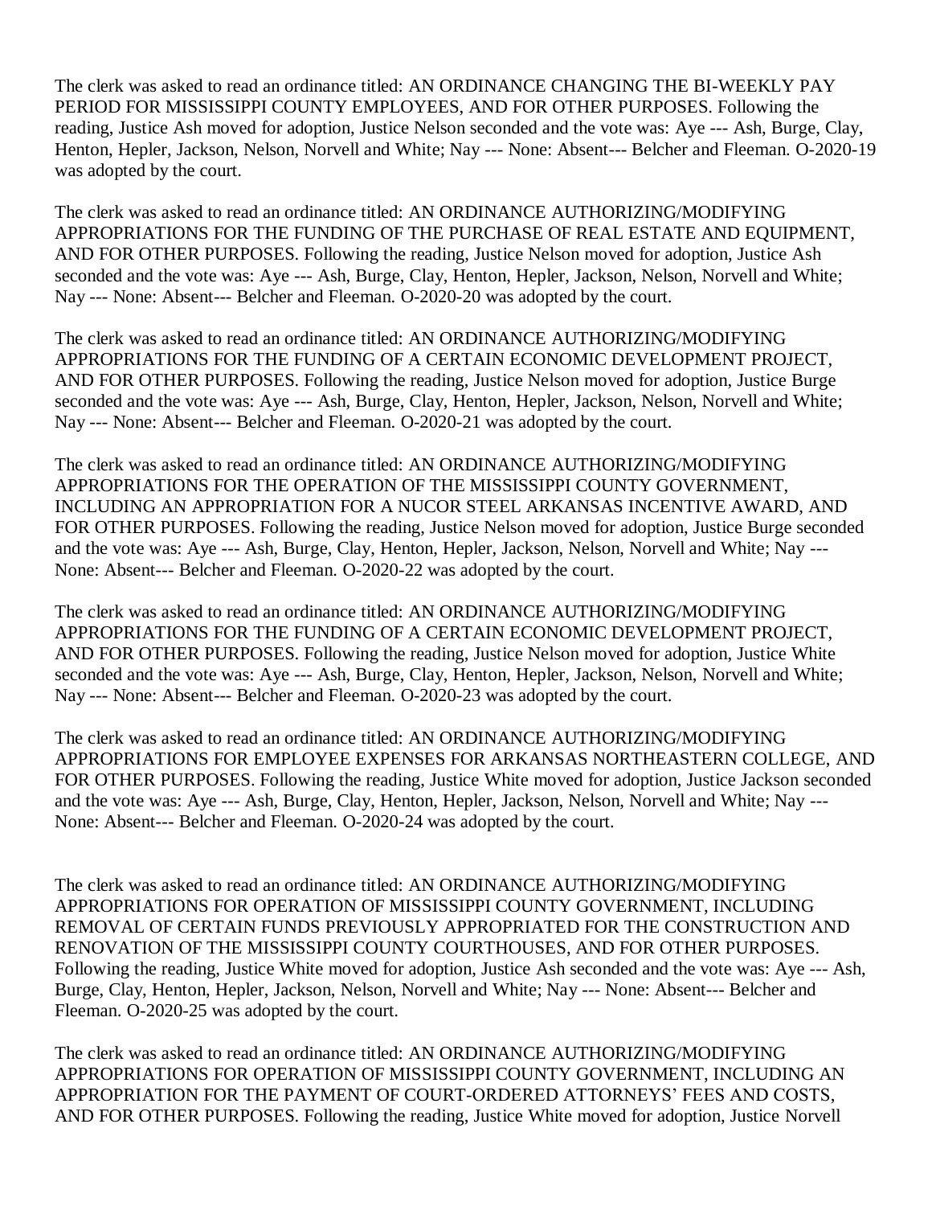The clerk was asked to read an ordinance titled: AN ORDINANCE CHANGING THE BI-WEEKLY PAY PERIOD FOR MISSISSIPPI COUNTY EMPLOYEES, AND FOR OTHER PURPOSES. Following the reading, Justice Ash moved for adoption, Justice Nelson seconded and the vote was: Aye --- Ash, Burge, Clay, Henton, Hepler, Jackson, Nelson, Norvell and White; Nay --- None: Absent--- Belcher and Fleeman. O-2020-19 was adopted by the court.

The clerk was asked to read an ordinance titled: AN ORDINANCE AUTHORIZING/MODIFYING APPROPRIATIONS FOR THE FUNDING OF THE PURCHASE OF REAL ESTATE AND EQUIPMENT, AND FOR OTHER PURPOSES. Following the reading, Justice Nelson moved for adoption, Justice Ash seconded and the vote was: Aye --- Ash, Burge, Clay, Henton, Hepler, Jackson, Nelson, Norvell and White; Nay --- None: Absent--- Belcher and Fleeman. O-2020-20 was adopted by the court.

The clerk was asked to read an ordinance titled: AN ORDINANCE AUTHORIZING/MODIFYING APPROPRIATIONS FOR THE FUNDING OF A CERTAIN ECONOMIC DEVELOPMENT PROJECT, AND FOR OTHER PURPOSES. Following the reading, Justice Nelson moved for adoption, Justice Burge seconded and the vote was: Aye --- Ash, Burge, Clay, Henton, Hepler, Jackson, Nelson, Norvell and White; Nay --- None: Absent--- Belcher and Fleeman. O-2020-21 was adopted by the court.

The clerk was asked to read an ordinance titled: AN ORDINANCE AUTHORIZING/MODIFYING APPROPRIATIONS FOR THE OPERATION OF THE MISSISSIPPI COUNTY GOVERNMENT, INCLUDING AN APPROPRIATION FOR A NUCOR STEEL ARKANSAS INCENTIVE AWARD, AND FOR OTHER PURPOSES. Following the reading, Justice Nelson moved for adoption, Justice Burge seconded and the vote was: Aye --- Ash, Burge, Clay, Henton, Hepler, Jackson, Nelson, Norvell and White; Nay --- None: Absent--- Belcher and Fleeman. O-2020-22 was adopted by the court.

The clerk was asked to read an ordinance titled: AN ORDINANCE AUTHORIZING/MODIFYING APPROPRIATIONS FOR THE FUNDING OF A CERTAIN ECONOMIC DEVELOPMENT PROJECT, AND FOR OTHER PURPOSES. Following the reading, Justice Nelson moved for adoption, Justice White seconded and the vote was: Aye --- Ash, Burge, Clay, Henton, Hepler, Jackson, Nelson, Norvell and White; Nay --- None: Absent--- Belcher and Fleeman. O-2020-23 was adopted by the court.

The clerk was asked to read an ordinance titled: AN ORDINANCE AUTHORIZING/MODIFYING APPROPRIATIONS FOR EMPLOYEE EXPENSES FOR ARKANSAS NORTHEASTERN COLLEGE, AND FOR OTHER PURPOSES. Following the reading, Justice White moved for adoption, Justice Jackson seconded and the vote was: Aye --- Ash, Burge, Clay, Henton, Hepler, Jackson, Nelson, Norvell and White; Nay --- None: Absent--- Belcher and Fleeman. O-2020-24 was adopted by the court.

The clerk was asked to read an ordinance titled: AN ORDINANCE AUTHORIZING/MODIFYING APPROPRIATIONS FOR OPERATION OF MISSISSIPPI COUNTY GOVERNMENT, INCLUDING REMOVAL OF CERTAIN FUNDS PREVIOUSLY APPROPRIATED FOR THE CONSTRUCTION AND RENOVATION OF THE MISSISSIPPI COUNTY COURTHOUSES, AND FOR OTHER PURPOSES. Following the reading, Justice White moved for adoption, Justice Ash seconded and the vote was: Aye --- Ash, Burge, Clay, Henton, Hepler, Jackson, Nelson, Norvell and White; Nay --- None: Absent--- Belcher and Fleeman. O-2020-25 was adopted by the court.

The clerk was asked to read an ordinance titled: AN ORDINANCE AUTHORIZING/MODIFYING APPROPRIATIONS FOR OPERATION OF MISSISSIPPI COUNTY GOVERNMENT, INCLUDING AN APPROPRIATION FOR THE PAYMENT OF COURT-ORDERED ATTORNEYS' FEES AND COSTS, AND FOR OTHER PURPOSES. Following the reading, Justice White moved for adoption, Justice Norvell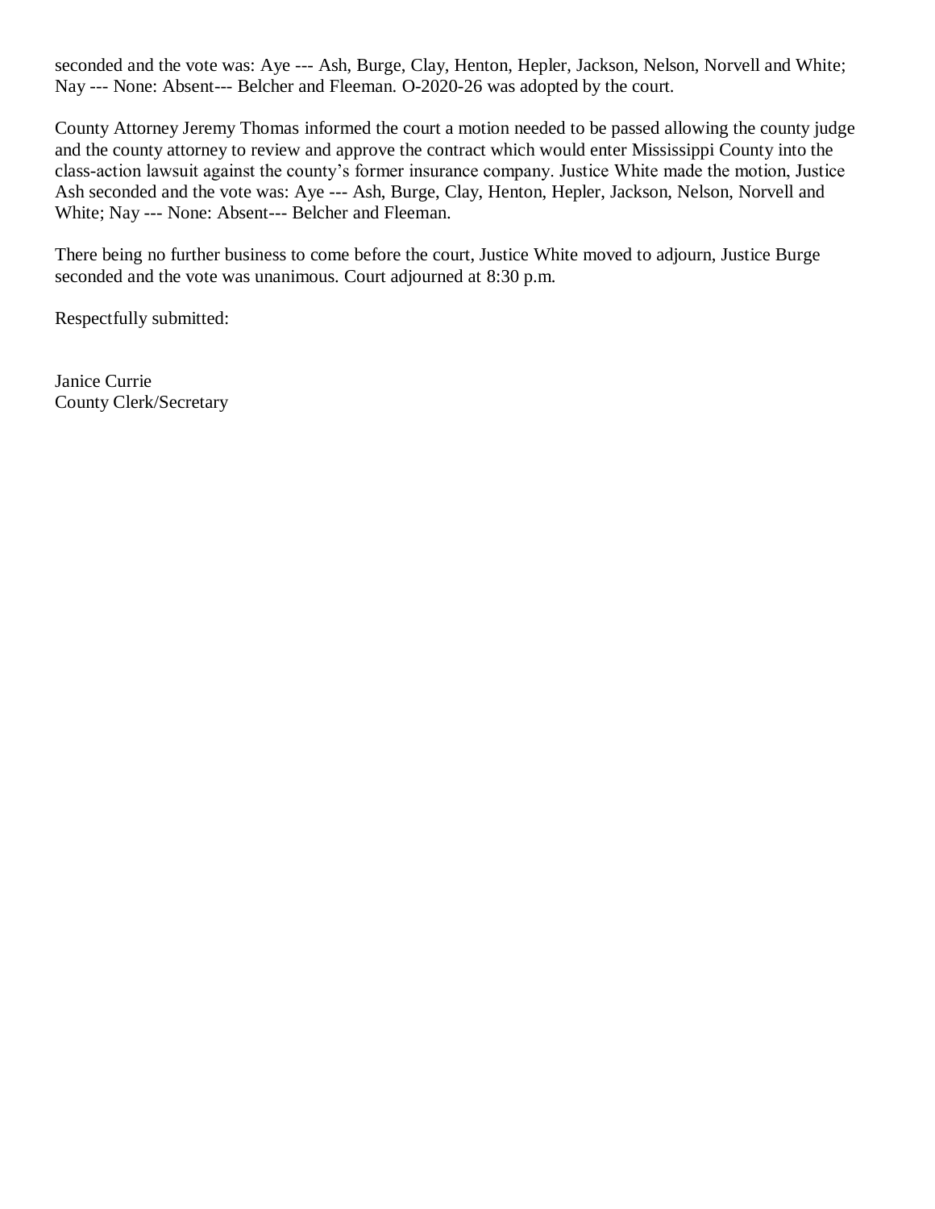seconded and the vote was: Aye --- Ash, Burge, Clay, Henton, Hepler, Jackson, Nelson, Norvell and White; Nay --- None: Absent--- Belcher and Fleeman. O-2020-26 was adopted by the court.

County Attorney Jeremy Thomas informed the court a motion needed to be passed allowing the county judge and the county attorney to review and approve the contract which would enter Mississippi County into the class-action lawsuit against the county's former insurance company. Justice White made the motion, Justice Ash seconded and the vote was: Aye --- Ash, Burge, Clay, Henton, Hepler, Jackson, Nelson, Norvell and White; Nay --- None: Absent--- Belcher and Fleeman.

There being no further business to come before the court, Justice White moved to adjourn, Justice Burge seconded and the vote was unanimous. Court adjourned at 8:30 p.m.

Respectfully submitted:

Janice Currie  
County Clerk/Secretary